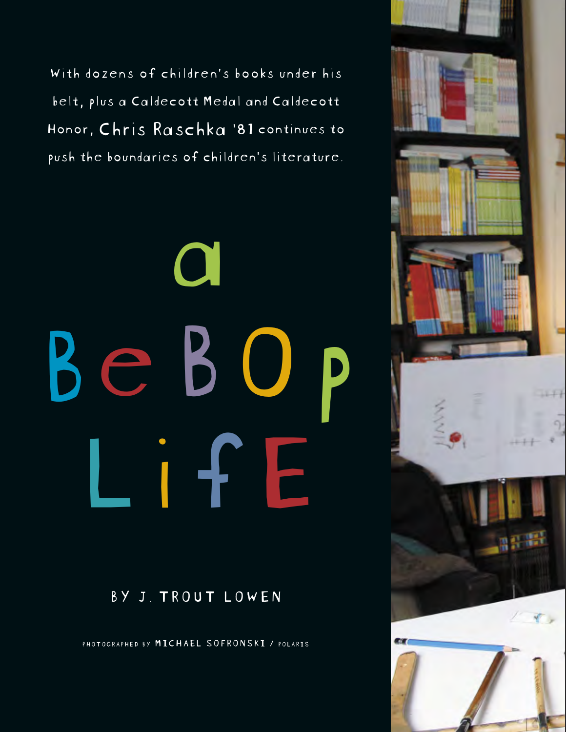With dozens of children's books under his belt, plus a Caldecott Medal and Caldecott Honor, Chris Raschka '81 continues to push the boundaries of children's literature.

# a BeBOp LifE

BY J. TROUT LOWEN

PHOTOGRAPHED BY MICHAEL SOFRONSKI / POLARIS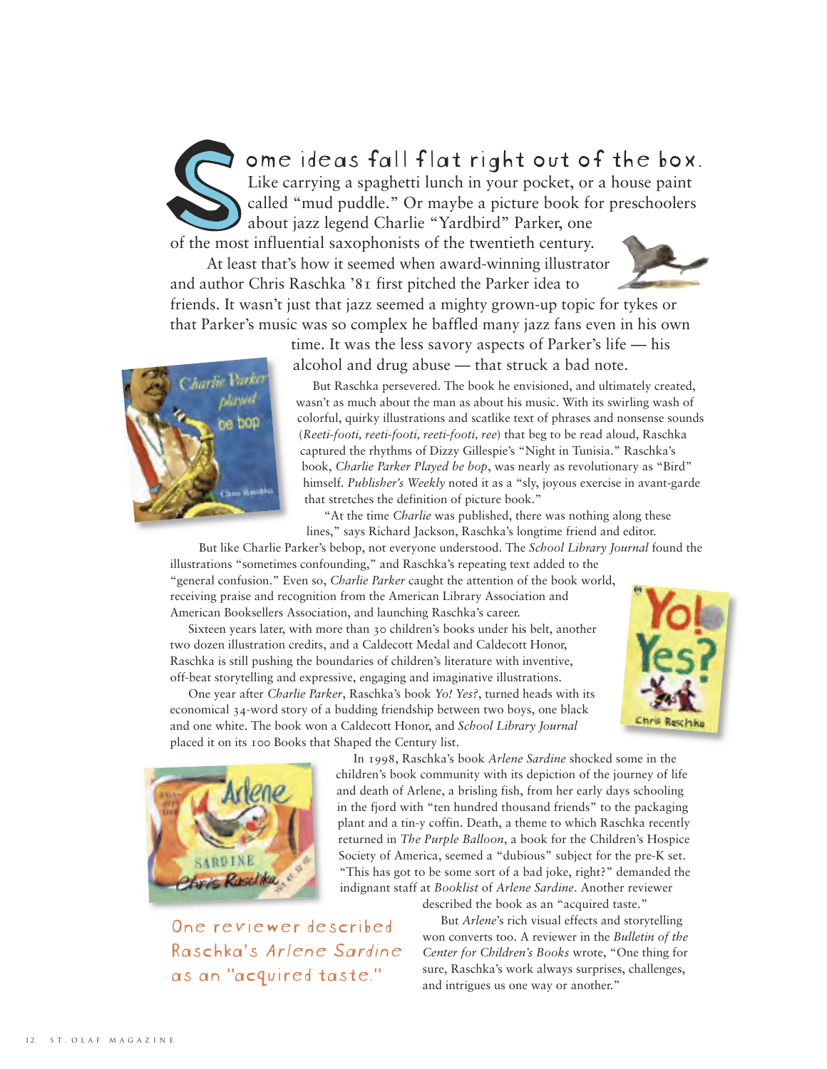Some ideas fall flat right out of the box. Like carrying a spaghetti lunch in your pocket, or a house paint called "mud puddle." Or maybe a picture book for preschoolers about jazz legend Charlie "Yardbird" Parker, one of the most influential saxophonists of the twentieth century.

At least that's how it seemed when award-winning illustrator and author Chris Raschka '81 first pitched the Parker idea to friends. It wasn't just that jazz seemed a mighty grown-up topic for tykes or that Parker's music was so complex he baffled many jazz fans even in his own time. It was the less savory aspects of Parker's life — his alcohol and drug abuse — that struck a bad note.

But Raschka persevered. The book he envisioned, and ultimately created, wasn't as much about the man as about his music. With its swirling wash of colorful, quirky illustrations and scatlike text of phrases and nonsense sounds (*Reeti-footi, reeti-footi, reeti-footi, ree*) that beg to be read aloud, Raschka captured the rhythms of Dizzy Gillespie's "Night in Tunisia." Raschka's book, *Charlie Parker Played be bop*, was nearly as revolutionary as "Bird" himself. *Publisher's Weekly* noted it as a "sly, joyous exercise in avant-garde that stretches the definition of picture book."

"At the time *Charlie* was published, there was nothing along these lines," says Richard Jackson, Raschka's longtime friend and editor.

But like Charlie Parker's bebop, not everyone understood. The *School Library Journal* found the illustrations "sometimes confounding," and Raschka's repeating text added to the "general confusion." Even so, *Charlie Parker* caught the attention of the book world, receiving praise and recognition from the American Library Association and American Booksellers Association, and launching Raschka's career.

Sixteen years later, with more than 30 children's books under his belt, another two dozen illustration credits, and a Caldecott Medal and Caldecott Honor, Raschka is still pushing the boundaries of children's literature with inventive, off-beat storytelling and expressive, engaging and imaginative illustrations.

One year after *Charlie Parker*, Raschka's book *Yo! Yes?*, turned heads with its economical 34-word story of a budding friendship between two boys, one black and one white. The book won a Caldecott Honor, and *School Library Journal* placed it on its 100 Books that Shaped the Century list.

In 1998, Raschka's book *Arlene Sardine* shocked some in the children's book community with its depiction of the journey of life and death of Arlene, a brisling fish, from her early days schooling in the fjord with "ten hundred thousand friends" to the packaging plant and a tin-y coffin. Death, a theme to which Raschka recently returned in *The Purple Balloon*, a book for the Children's Hospice Society of America, seemed a "dubious" subject for the pre-K set. "This has got to be some sort of a bad joke, right?" demanded the indignant staff at *Booklist* of *Arlene Sardine*. Another reviewer described the book as an "acquired taste."

But *Arlene*'s rich visual effects and storytelling won converts too. A reviewer in the *Bulletin of the Center for Children's Books* wrote, "One thing for sure, Raschka's work always surprises, challenges, and intrigues us one way or another."

One reviewer described Raschka's *Arlene Sardine* as an "acquired taste."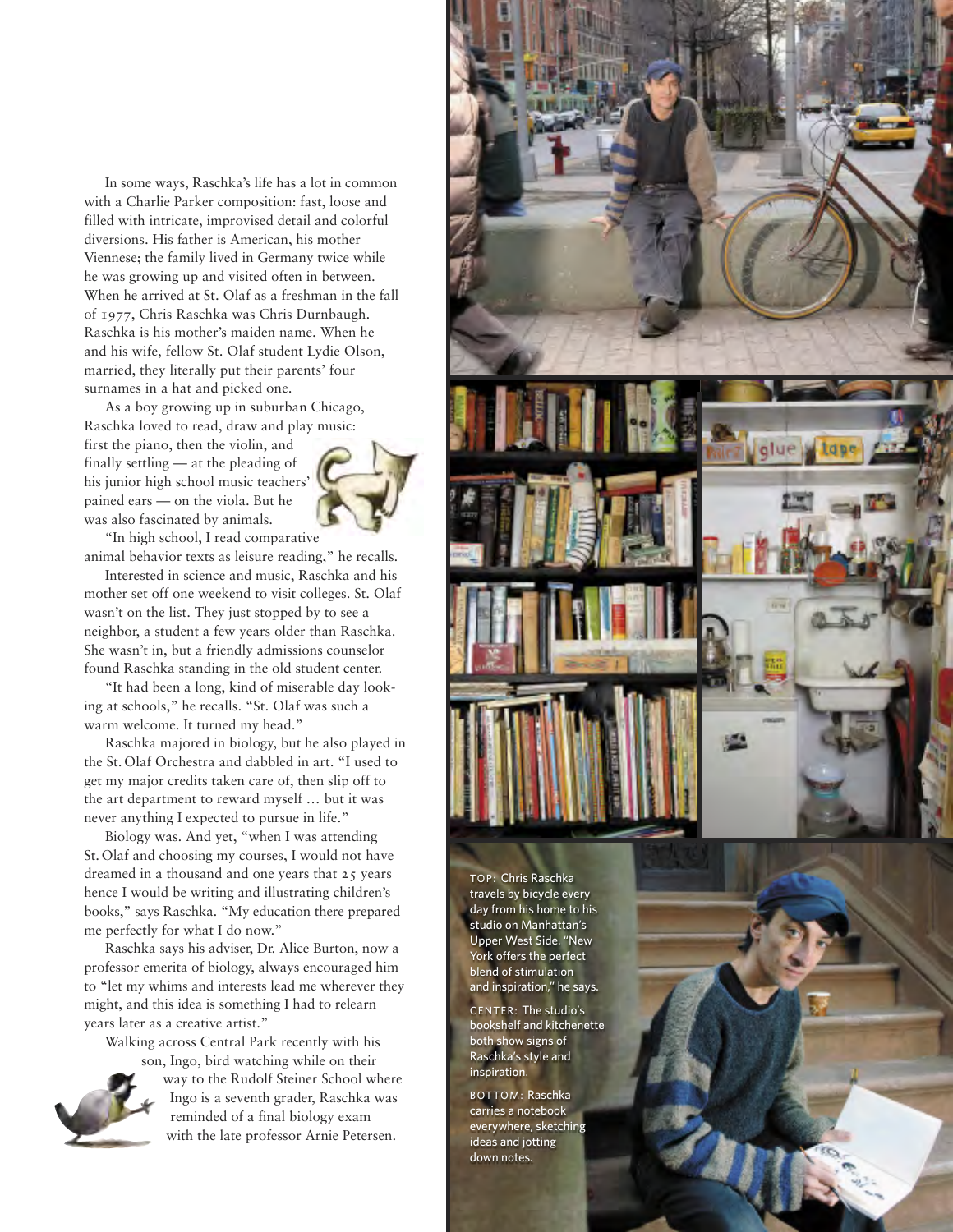In some ways, Raschka's life has a lot in common with a Charlie Parker composition: fast, loose and filled with intricate, improvised detail and colorful diversions. His father is American, his mother Viennese; the family lived in Germany twice while he was growing up and visited often in between. When he arrived at St. Olaf as a freshman in the fall of 1977, Chris Raschka was Chris Durnbaugh. Raschka is his mother's maiden name. When he and his wife, fellow St. Olaf student Lydie Olson, married, they literally put their parents' four surnames in a hat and picked one.

As a boy growing up in suburban Chicago, Raschka loved to read, draw and play music: first the piano, then the violin, and finally settling — at the pleading of his junior high school music teachers' pained ears — on the viola. But he was also fascinated by animals.

"In high school, I read comparative animal behavior texts as leisure reading," he recalls.

Interested in science and music, Raschka and his mother set off one weekend to visit colleges. St. Olaf wasn't on the list. They just stopped by to see a neighbor, a student a few years older than Raschka. She wasn't in, but a friendly admissions counselor found Raschka standing in the old student center.

"It had been a long, kind of miserable day looking at schools," he recalls. "St. Olaf was such a warm welcome. It turned my head."

Raschka majored in biology, but he also played in the St. Olaf Orchestra and dabbled in art. "I used to get my major credits taken care of, then slip off to the art department to reward myself … but it was never anything I expected to pursue in life."

Biology was. And yet, "when I was attending St. Olaf and choosing my courses, I would not have dreamed in a thousand and one years that 25 years hence I would be writing and illustrating children's books," says Raschka. "My education there prepared me perfectly for what I do now."

Raschka says his adviser, Dr. Alice Burton, now a professor emerita of biology, always encouraged him to "let my whims and interests lead me wherever they might, and this idea is something I had to relearn years later as a creative artist."

Walking across Central Park recently with his son, Ingo, bird watching while on their way to the Rudolf Steiner School where Ingo is a seventh grader, Raschka was reminded of a final biology exam with the late professor Arnie Petersen.

TOP: Chris Raschka travels by bicycle every day from his home to his studio on Manhattan's Upper West Side. "New York offers the perfect blend of stimulation and inspiration," he says.

CENTER: The studio's bookshelf and kitchenette both show signs of Raschka's style and inspiration.

BOTTOM: Raschka carries a notebook everywhere, sketching ideas and jotting down notes.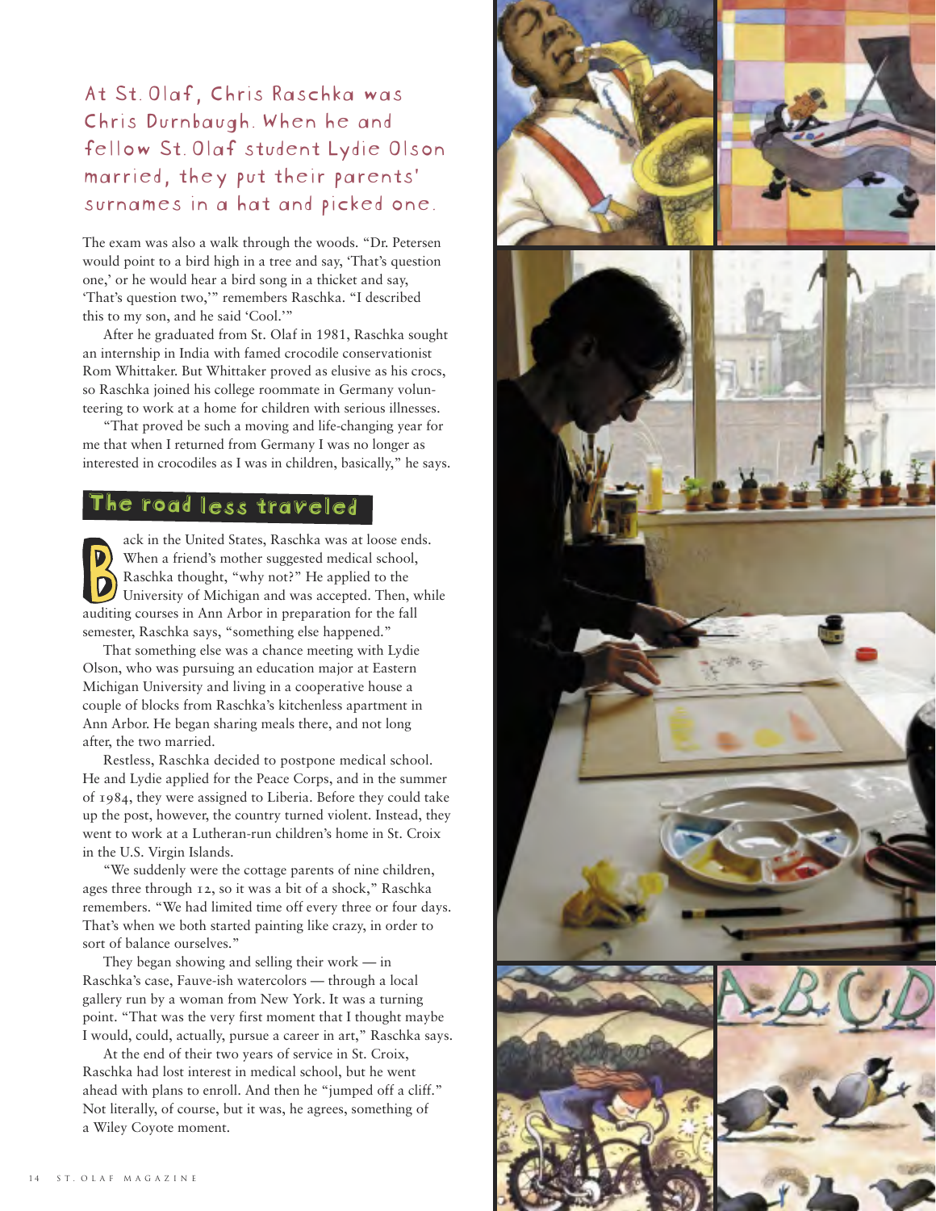At St. Olaf, Chris Raschka was Chris Durnbaugh. When he and fellow St. Olaf student Lydie Olson married, they put their parents' surnames in a hat and picked one.

The exam was also a walk through the woods. "Dr. Petersen would point to a bird high in a tree and say, 'That's question one,' or he would hear a bird song in a thicket and say, 'That's question two,'" remembers Raschka. "I described this to my son, and he said 'Cool.'"

After he graduated from St. Olaf in 1981, Raschka sought an internship in India with famed crocodile conservationist Rom Whittaker. But Whittaker proved as elusive as his crocs, so Raschka joined his college roommate in Germany volunteering to work at a home for children with serious illnesses.

"That proved be such a moving and life-changing year for me that when I returned from Germany I was no longer as interested in crocodiles as I was in children, basically," he says.

## The road less traveled

Back in the United States, Raschka was at loose ends. When a friend's mother suggested medical school, Raschka thought, "why not?" He applied to the University of Michigan and was accepted. Then, while auditing courses in Ann Arbor in preparation for the fall semester, Raschka says, "something else happened."

That something else was a chance meeting with Lydie Olson, who was pursuing an education major at Eastern Michigan University and living in a cooperative house a couple of blocks from Raschka's kitchenless apartment in Ann Arbor. He began sharing meals there, and not long after, the two married.

Restless, Raschka decided to postpone medical school. He and Lydie applied for the Peace Corps, and in the summer of 1984, they were assigned to Liberia. Before they could take up the post, however, the country turned violent. Instead, they went to work at a Lutheran-run children's home in St. Croix in the U.S. Virgin Islands.

"We suddenly were the cottage parents of nine children, ages three through 12, so it was a bit of a shock," Raschka remembers. "We had limited time off every three or four days. That's when we both started painting like crazy, in order to sort of balance ourselves."

They began showing and selling their work — in Raschka's case, Fauve-ish watercolors — through a local gallery run by a woman from New York. It was a turning point. "That was the very first moment that I thought maybe I would, could, actually, pursue a career in art," Raschka says.

At the end of their two years of service in St. Croix, Raschka had lost interest in medical school, but he went ahead with plans to enroll. And then he "jumped off a cliff." Not literally, of course, but it was, he agrees, something of a Wiley Coyote moment.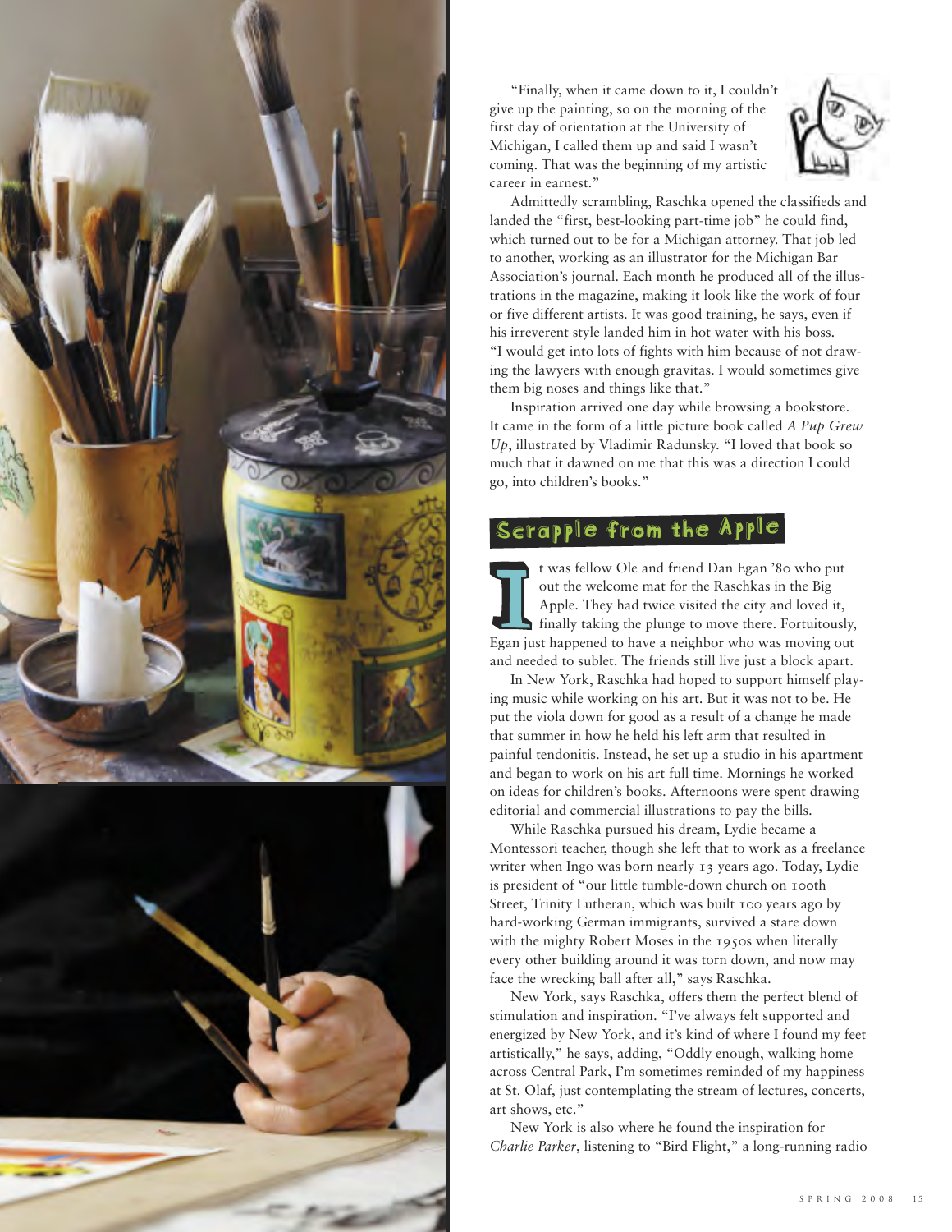"Finally, when it came down to it, I couldn't give up the painting, so on the morning of the first day of orientation at the University of Michigan, I called them up and said I wasn't coming. That was the beginning of my artistic career in earnest."

Admittedly scrambling, Raschka opened the classifieds and landed the "first, best-looking part-time job" he could find, which turned out to be for a Michigan attorney. That job led to another, working as an illustrator for the Michigan Bar Association's journal. Each month he produced all of the illustrations in the magazine, making it look like the work of four or five different artists. It was good training, he says, even if his irreverent style landed him in hot water with his boss. "I would get into lots of fights with him because of not drawing the lawyers with enough gravitas. I would sometimes give them big noses and things like that."

Inspiration arrived one day while browsing a bookstore. It came in the form of a little picture book called *A Pup Grew Up*, illustrated by Vladimir Radunsky. "I loved that book so much that it dawned on me that this was a direction I could go, into children's books."

## Scrapple from the Apple

It was fellow Ole and friend Dan Egan '80 who put out the welcome mat for the Raschkas in the Big Apple. They had twice visited the city and loved it, finally taking the plunge to move there. Fortuitously, Egan just happened to have a neighbor who was moving out and needed to sublet. The friends still live just a block apart.

In New York, Raschka had hoped to support himself playing music while working on his art. But it was not to be. He put the viola down for good as a result of a change he made that summer in how he held his left arm that resulted in painful tendonitis. Instead, he set up a studio in his apartment and began to work on his art full time. Mornings he worked on ideas for children's books. Afternoons were spent drawing editorial and commercial illustrations to pay the bills.

While Raschka pursued his dream, Lydie became a Montessori teacher, though she left that to work as a freelance writer when Ingo was born nearly 13 years ago. Today, Lydie is president of "our little tumble-down church on 100th Street, Trinity Lutheran, which was built 100 years ago by hard-working German immigrants, survived a stare down with the mighty Robert Moses in the 1950s when literally every other building around it was torn down, and now may face the wrecking ball after all," says Raschka.

New York, says Raschka, offers them the perfect blend of stimulation and inspiration. "I've always felt supported and energized by New York, and it's kind of where I found my feet artistically," he says, adding, "Oddly enough, walking home across Central Park, I'm sometimes reminded of my happiness at St. Olaf, just contemplating the stream of lectures, concerts, art shows, etc."

New York is also where he found the inspiration for *Charlie Parker*, listening to "Bird Flight," a long-running radio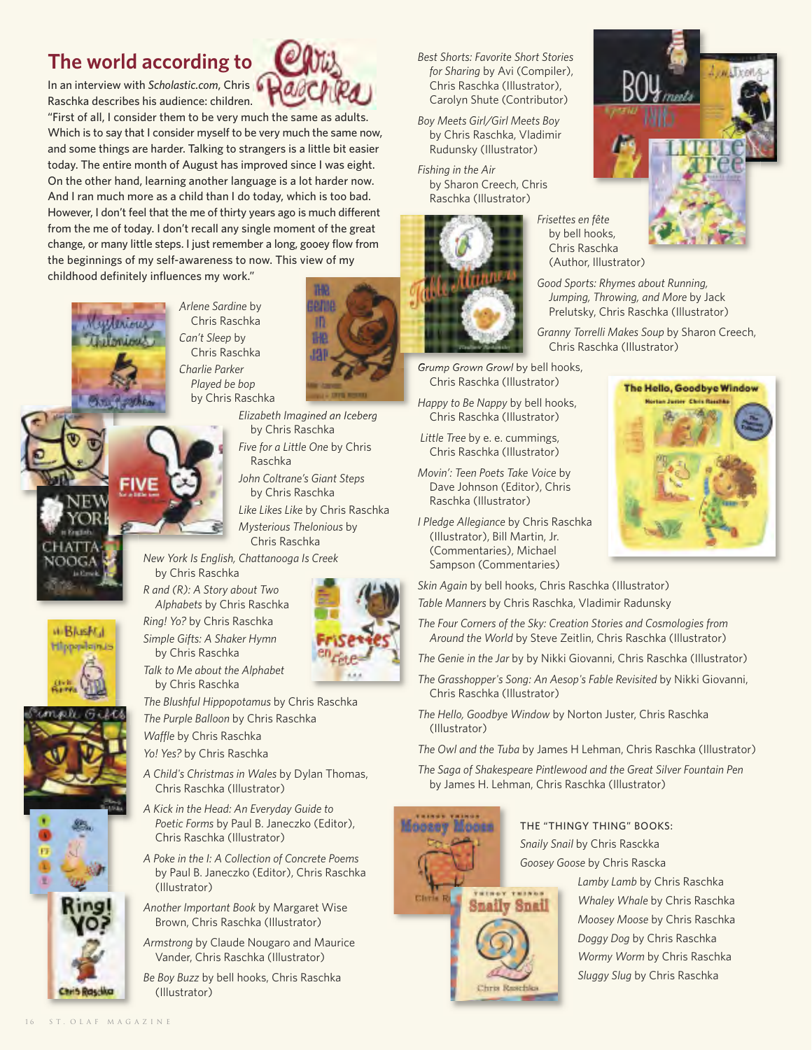## The world according to Chris Raschka

In an interview with *Scholastic.com*, Chris Raschka describes his audience: children. "First of all, I consider them to be very much the same as adults. Which is to say that I consider myself to be very much the same now, and some things are harder. Talking to strangers is a little bit easier today. The entire month of August has improved since I was eight. On the other hand, learning another language is a lot harder now. And I ran much more as a child than I do today, which is too bad. However, I don't feel that the me of thirty years ago is much different from the me of today. I don't recall any single moment of the great change, or many little steps. I just remember a long, gooey flow from the beginnings of my self-awareness to now. This view of my childhood definitely influences my work."

*Arlene Sardine* by Chris Raschka

*Can't Sleep* by Chris Raschka

*Charlie Parker Played be bop* by Chris Raschka

*Elizabeth Imagined an Iceberg* by Chris Raschka

*Five for a Little One* by Chris Raschka

*John Coltrane's Giant Steps* by Chris Raschka

*Like Likes Like* by Chris Raschka

*Mysterious Thelonious* by Chris Raschka

*New York Is English, Chattanooga Is Creek* by Chris Raschka

*R and (R): A Story about Two Alphabets* by Chris Raschka

*Ring! Yo?* by Chris Raschka

*Simple Gifts: A Shaker Hymn* by Chris Raschka

*Talk to Me about the Alphabet* by Chris Raschka

*The Blushful Hippopotamus* by Chris Raschka

*The Purple Balloon* by Chris Raschka

*Waffle* by Chris Raschka

*Yo! Yes?* by Chris Raschka

*A Child's Christmas in Wales* by Dylan Thomas, Chris Raschka (Illustrator)

*A Kick in the Head: An Everyday Guide to Poetic Forms* by Paul B. Janeczko (Editor), Chris Raschka (Illustrator)

*A Poke in the I: A Collection of Concrete Poems* by Paul B. Janeczko (Editor), Chris Raschka (Illustrator)

*Another Important Book* by Margaret Wise Brown, Chris Raschka (Illustrator)

*Armstrong* by Claude Nougaro and Maurice Vander, Chris Raschka (Illustrator)

*Be Boy Buzz* by bell hooks, Chris Raschka (Illustrator)

*Best Shorts: Favorite Short Stories for Sharing* by Avi (Compiler), Chris Raschka (Illustrator), Carolyn Shute (Contributor)

*Boy Meets Girl/Girl Meets Boy* by Chris Raschka, Vladimir Rudunsky (Illustrator)

*Fishing in the Air* by Sharon Creech, Chris Raschka (Illustrator)

*Frisettes en fête* by bell hooks, Chris Raschka (Author, Illustrator)

*Good Sports: Rhymes about Running, Jumping, Throwing, and More* by Jack Prelutsky, Chris Raschka (Illustrator)

*Granny Torrelli Makes Soup* by Sharon Creech, Chris Raschka (Illustrator)

*Grump Grown Growl* by bell hooks, Chris Raschka (Illustrator)

*Happy to Be Nappy* by bell hooks, Chris Raschka (Illustrator)

*Little Tree* by e. e. cummings, Chris Raschka (Illustrator)

*Movin': Teen Poets Take Voice* by Dave Johnson (Editor), Chris Raschka (Illustrator)

*I Pledge Allegiance* by Chris Raschka (Illustrator), Bill Martin, Jr. (Commentaries), Michael Sampson (Commentaries)

*Skin Again* by bell hooks, Chris Raschka (Illustrator)

*Table Manners* by Chris Raschka, Vladimir Radunsky

*The Four Corners of the Sky: Creation Stories and Cosmologies from Around the World* by Steve Zeitlin, Chris Raschka (Illustrator)

*The Genie in the Jar* by by Nikki Giovanni, Chris Raschka (Illustrator)

*The Grasshopper's Song: An Aesop's Fable Revisited* by Nikki Giovanni, Chris Raschka (Illustrator)

*The Hello, Goodbye Window* by Norton Juster, Chris Raschka (Illustrator)

*The Owl and the Tuba* by James H Lehman, Chris Raschka (Illustrator)

*The Saga of Shakespeare Pintlewood and the Great Silver Fountain Pen* by James H. Lehman, Chris Raschka (Illustrator)

THE "THINGY THING" BOOKS:

*Snaily Snail* by Chris Rasckka

*Goosey Goose* by Chris Rascka

*Lamby Lamb* by Chris Raschka

*Whaley Whale* by Chris Raschka

*Moosey Moose* by Chris Raschka

*Doggy Dog* by Chris Raschka

*Wormy Worm* by Chris Raschka

*Sluggy Slug* by Chris Raschka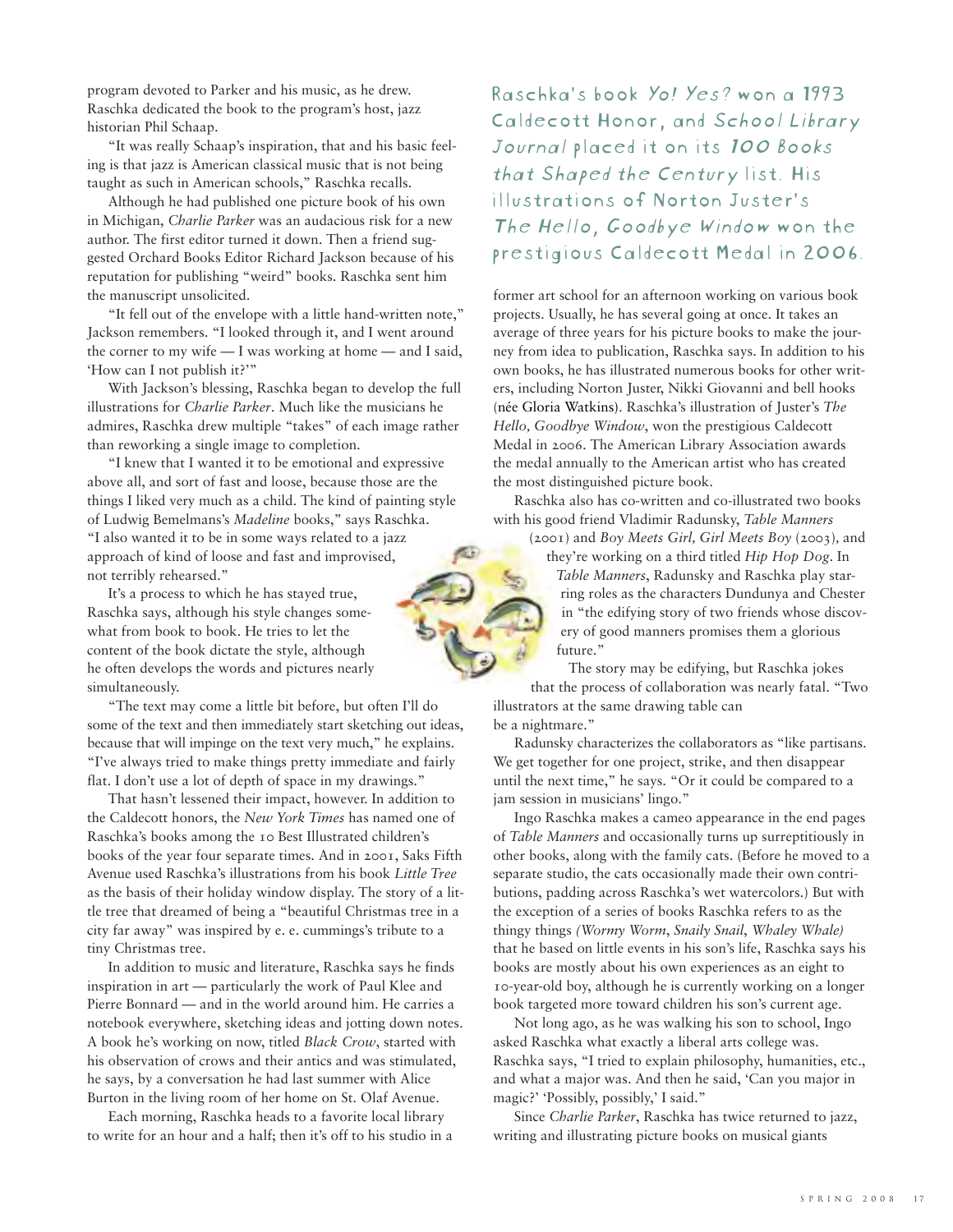program devoted to Parker and his music, as he drew. Raschka dedicated the book to the program's host, jazz historian Phil Schaap.

"It was really Schaap's inspiration, that and his basic feeling is that jazz is American classical music that is not being taught as such in American schools," Raschka recalls.

Although he had published one picture book of his own in Michigan, *Charlie Parker* was an audacious risk for a new author. The first editor turned it down. Then a friend suggested Orchard Books Editor Richard Jackson because of his reputation for publishing "weird" books. Raschka sent him the manuscript unsolicited.

"It fell out of the envelope with a little hand-written note," Jackson remembers. "I looked through it, and I went around the corner to my wife — I was working at home — and I said, 'How can I not publish it?'"

With Jackson's blessing, Raschka began to develop the full illustrations for *Charlie Parker*. Much like the musicians he admires, Raschka drew multiple "takes" of each image rather than reworking a single image to completion.

"I knew that I wanted it to be emotional and expressive above all, and sort of fast and loose, because those are the things I liked very much as a child. The kind of painting style of Ludwig Bemelmans's *Madeline* books," says Raschka. "I also wanted it to be in some ways related to a jazz approach of kind of loose and fast and improvised, not terribly rehearsed."

It's a process to which he has stayed true, Raschka says, although his style changes somewhat from book to book. He tries to let the content of the book dictate the style, although he often develops the words and pictures nearly simultaneously.

"The text may come a little bit before, but often I'll do some of the text and then immediately start sketching out ideas, because that will impinge on the text very much," he explains. "I've always tried to make things pretty immediate and fairly flat. I don't use a lot of depth of space in my drawings."

That hasn't lessened their impact, however. In addition to the Caldecott honors, the *New York Times* has named one of Raschka's books among the 10 Best Illustrated children's books of the year four separate times. And in 2001, Saks Fifth Avenue used Raschka's illustrations from his book *Little Tree* as the basis of their holiday window display. The story of a little tree that dreamed of being a "beautiful Christmas tree in a city far away" was inspired by e. e. cummings's tribute to a tiny Christmas tree.

In addition to music and literature, Raschka says he finds inspiration in art — particularly the work of Paul Klee and Pierre Bonnard — and in the world around him. He carries a notebook everywhere, sketching ideas and jotting down notes. A book he's working on now, titled *Black Crow*, started with his observation of crows and their antics and was stimulated, he says, by a conversation he had last summer with Alice Burton in the living room of her home on St. Olaf Avenue.

Each morning, Raschka heads to a favorite local library to write for an hour and a half; then it's off to his studio in a former art school for an afternoon working on various book projects. Usually, he has several going at once. It takes an average of three years for his picture books to make the journey from idea to publication, Raschka says. In addition to his own books, he has illustrated numerous books for other writers, including Norton Juster, Nikki Giovanni and bell hooks (née Gloria Watkins). Raschka's illustration of Juster's *The Hello, Goodbye Window*, won the prestigious Caldecott Medal in 2006. The American Library Association awards the medal annually to the American artist who has created the most distinguished picture book.

> Raschka's book *Yo! Yes?* won a 1993 Caldecott Honor, and *School Library Journal* placed it on its *100 Books that Shaped the Century* list. His illustrations of Norton Juster's *The Hello, Goodbye Window* won the prestigious Caldecott Medal in 2006.

Raschka also has co-written and co-illustrated two books with his good friend Vladimir Radunsky, *Table Manners* (2001) and *Boy Meets Girl, Girl Meets Boy* (2003), and they're working on a third titled *Hip Hop Dog*. In *Table Manners*, Radunsky and Raschka play starring roles as the characters Dundunya and Chester in "the edifying story of two friends whose discovery of good manners promises them a glorious future."

The story may be edifying, but Raschka jokes that the process of collaboration was nearly fatal. "Two illustrators at the same drawing table can be a nightmare."

Radunsky characterizes the collaborators as "like partisans. We get together for one project, strike, and then disappear until the next time," he says. "Or it could be compared to a jam session in musicians' lingo."

Ingo Raschka makes a cameo appearance in the end pages of *Table Manners* and occasionally turns up surreptitiously in other books, along with the family cats. (Before he moved to a separate studio, the cats occasionally made their own contributions, padding across Raschka's wet watercolors.) But with the exception of a series of books Raschka refers to as the thingy things *(Wormy Worm, Snaily Snail, Whaley Whale)* that he based on little events in his son's life, Raschka says his books are mostly about his own experiences as an eight to 10-year-old boy, although he is currently working on a longer book targeted more toward children his son's current age.

Not long ago, as he was walking his son to school, Ingo asked Raschka what exactly a liberal arts college was. Raschka says, "I tried to explain philosophy, humanities, etc., and what a major was. And then he said, 'Can you major in magic?' 'Possibly, possibly,' I said."

Since *Charlie Parker*, Raschka has twice returned to jazz, writing and illustrating picture books on musical giants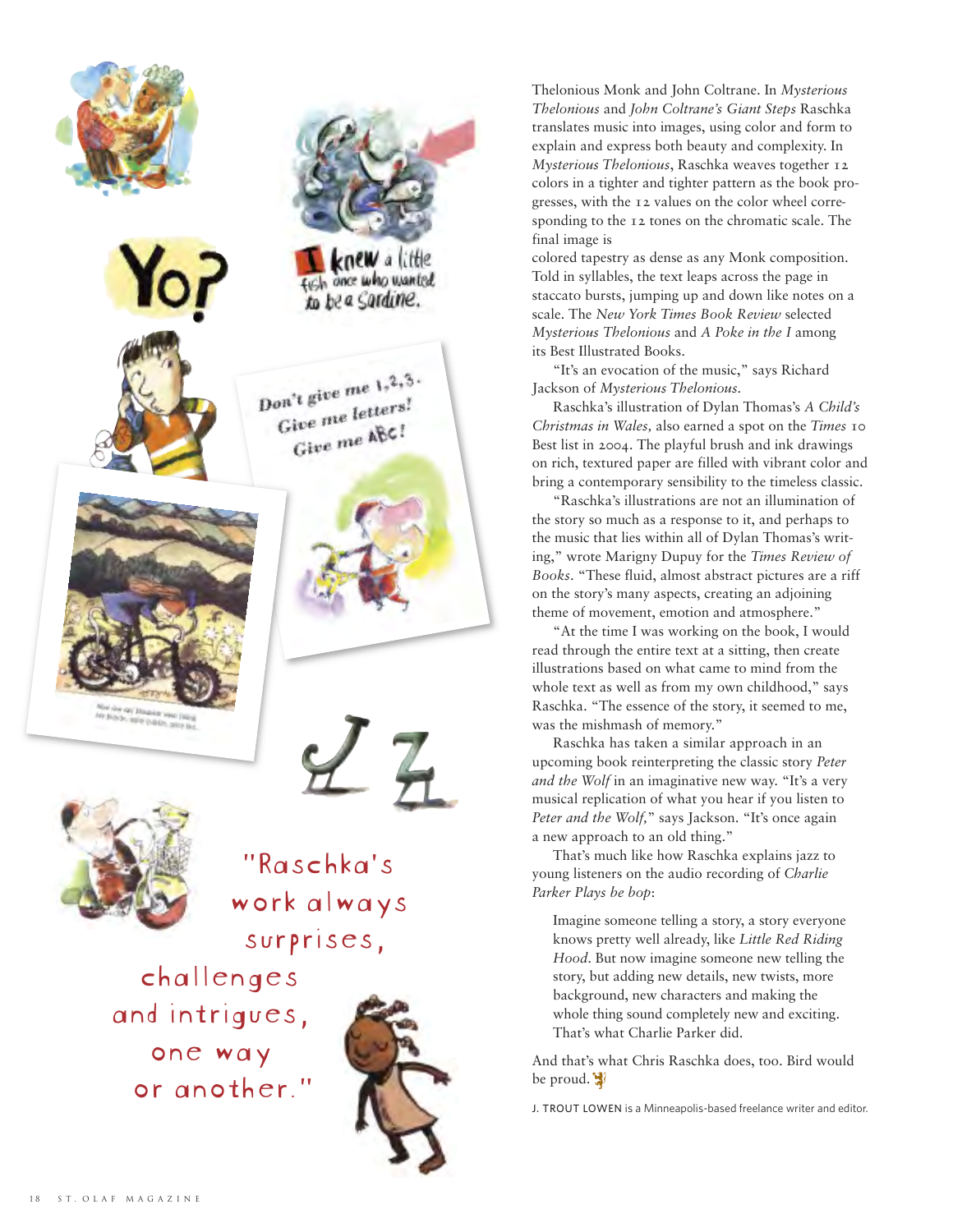Thelonious Monk and John Coltrane. In *Mysterious Thelonious* and *John Coltrane's Giant Steps* Raschka translates music into images, using color and form to explain and express both beauty and complexity. In *Mysterious Thelonious*, Raschka weaves together 12 colors in a tighter and tighter pattern as the book progresses, with the 12 values on the color wheel corresponding to the 12 tones on the chromatic scale. The final image is colored tapestry as dense as any Monk composition. Told in syllables, the text leaps across the page in staccato bursts, jumping up and down like notes on a scale. The *New York Times Book Review* selected *Mysterious Thelonious* and *A Poke in the I* among its Best Illustrated Books.

"It's an evocation of the music," says Richard Jackson of *Mysterious Thelonious*.

Raschka's illustration of Dylan Thomas's *A Child's Christmas in Wales,* also earned a spot on the *Times* 10 Best list in 2004. The playful brush and ink drawings on rich, textured paper are filled with vibrant color and bring a contemporary sensibility to the timeless classic.

"Raschka's illustrations are not an illumination of the story so much as a response to it, and perhaps to the music that lies within all of Dylan Thomas's writing," wrote Marigny Dupuy for the *Times Review of Books*. "These fluid, almost abstract pictures are a riff on the story's many aspects, creating an adjoining theme of movement, emotion and atmosphere."

"At the time I was working on the book, I would read through the entire text at a sitting, then create illustrations based on what came to mind from the whole text as well as from my own childhood," says Raschka. "The essence of the story, it seemed to me, was the mishmash of memory."

Raschka has taken a similar approach in an upcoming book reinterpreting the classic story *Peter and the Wolf* in an imaginative new way. "It's a very musical replication of what you hear if you listen to *Peter and the Wolf,*" says Jackson. "It's once again a new approach to an old thing."

That's much like how Raschka explains jazz to young listeners on the audio recording of *Charlie Parker Plays be bop*:

> Imagine someone telling a story, a story everyone knows pretty well already, like *Little Red Riding Hood*. But now imagine someone new telling the story, but adding new details, new twists, more background, new characters and making the whole thing sound completely new and exciting. That's what Charlie Parker did.

And that's what Chris Raschka does, too. Bird would be proud.

J. TROUT LOWEN is a Minneapolis-based freelance writer and editor.

"Raschka's work always surprises, challenges and intrigues, one way or another."